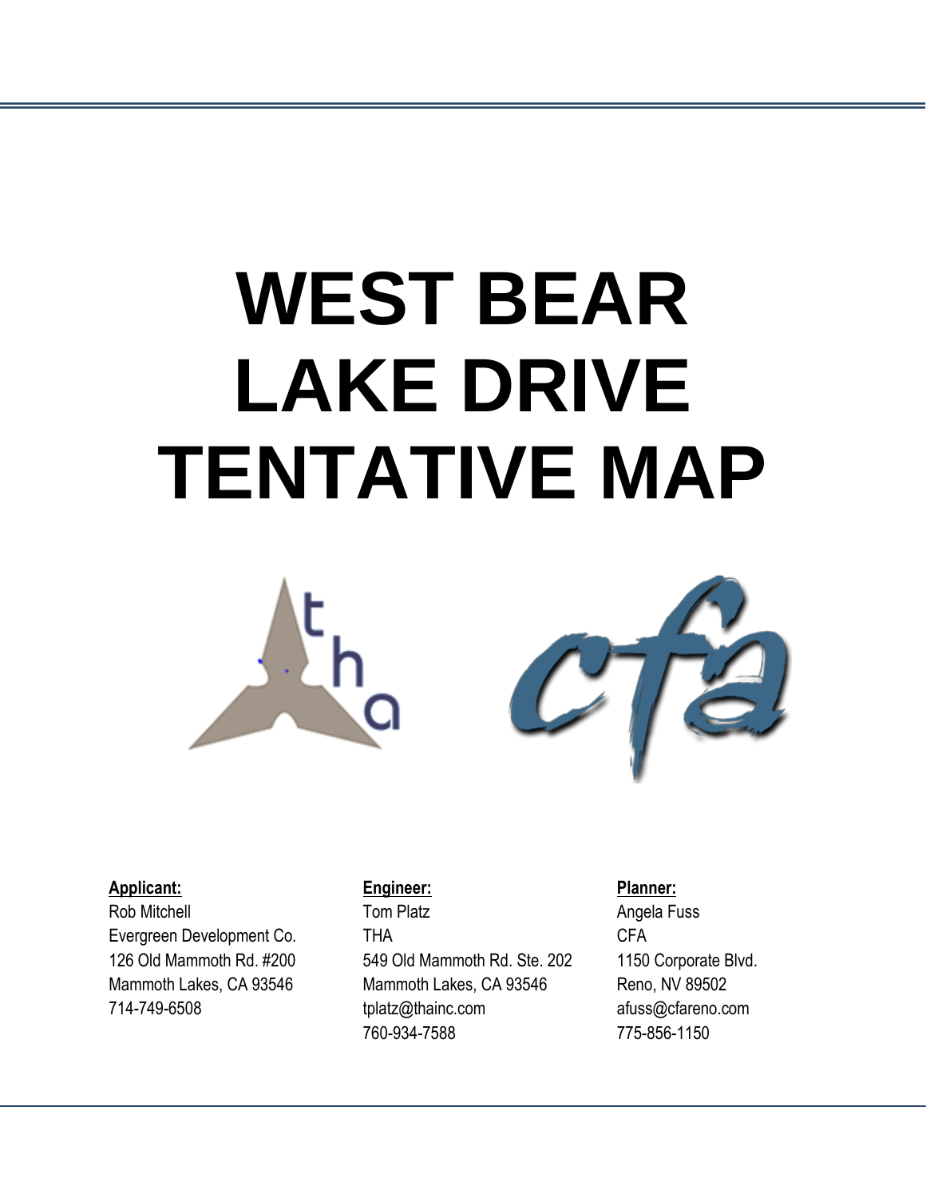# WEST BEAR LAKE DRIVE TENTATIVE MAP

**Applicant:**
Rob Mitchell
Evergreen Development Co.
126 Old Mammoth Rd. #200
Mammoth Lakes, CA 93546
714-749-6508

**Engineer:**
Tom Platz
THA
549 Old Mammoth Rd. Ste. 202
Mammoth Lakes, CA 93546
tplatz@thainc.com
760-934-7588

**Planner:**
Angela Fuss
CFA
1150 Corporate Blvd.
Reno, NV 89502
afuss@cfareno.com
775-856-1150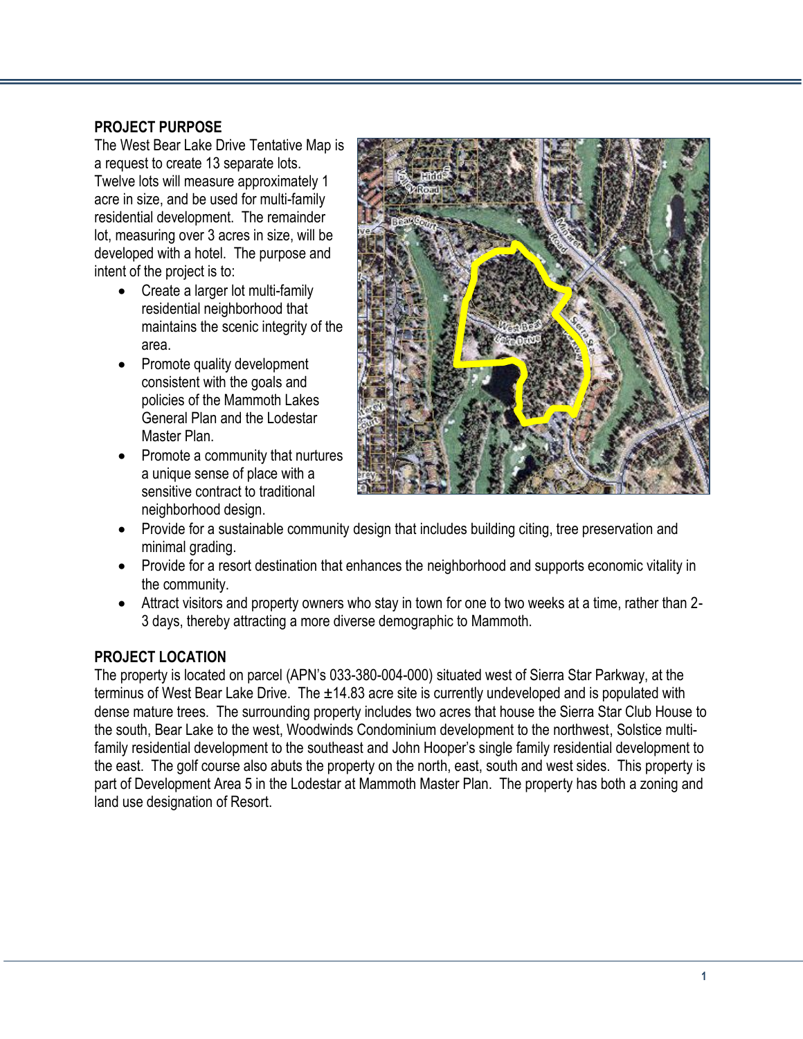**PROJECT PURPOSE**

The West Bear Lake Drive Tentative Map is a request to create 13 separate lots. Twelve lots will measure approximately 1 acre in size, and be used for multi-family residential development. The remainder lot, measuring over 3 acres in size, will be developed with a hotel. The purpose and intent of the project is to:

- Create a larger lot multi-family residential neighborhood that maintains the scenic integrity of the area.
- Promote quality development consistent with the goals and policies of the Mammoth Lakes General Plan and the Lodestar Master Plan.
- Promote a community that nurtures a unique sense of place with a sensitive contract to traditional neighborhood design.
- Provide for a sustainable community design that includes building citing, tree preservation and minimal grading.
- Provide for a resort destination that enhances the neighborhood and supports economic vitality in the community.
- Attract visitors and property owners who stay in town for one to two weeks at a time, rather than 2-3 days, thereby attracting a more diverse demographic to Mammoth.

**PROJECT LOCATION**

The property is located on parcel (APN's 033-380-004-000) situated west of Sierra Star Parkway, at the terminus of West Bear Lake Drive. The ±14.83 acre site is currently undeveloped and is populated with dense mature trees. The surrounding property includes two acres that house the Sierra Star Club House to the south, Bear Lake to the west, Woodwinds Condominium development to the northwest, Solstice multi-family residential development to the southeast and John Hooper's single family residential development to the east. The golf course also abuts the property on the north, east, south and west sides. This property is part of Development Area 5 in the Lodestar at Mammoth Master Plan. The property has both a zoning and land use designation of Resort.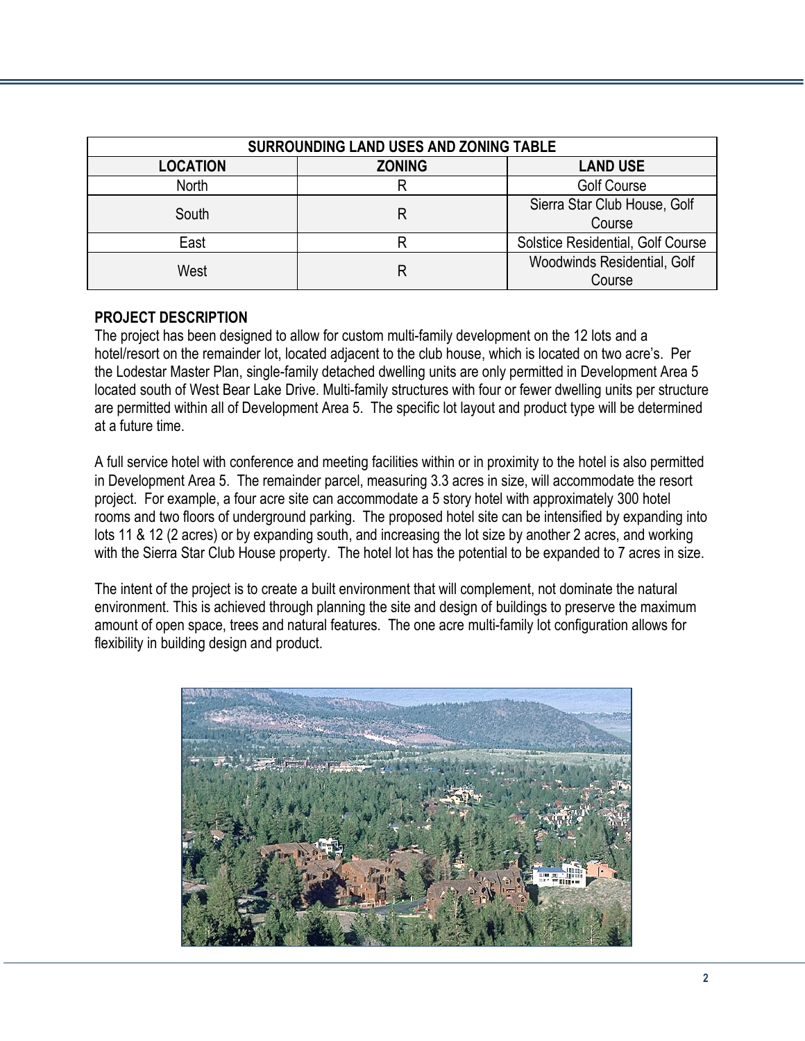| SURROUNDING LAND USES AND ZONING TABLE | | |
|---|---|---|
| **LOCATION** | **ZONING** | **LAND USE** |
| North | R | Golf Course |
| South | R | Sierra Star Club House, Golf Course |
| East | R | Solstice Residential, Golf Course |
| West | R | Woodwinds Residential, Golf Course |

**PROJECT DESCRIPTION**

The project has been designed to allow for custom multi-family development on the 12 lots and a hotel/resort on the remainder lot, located adjacent to the club house, which is located on two acre's. Per the Lodestar Master Plan, single-family detached dwelling units are only permitted in Development Area 5 located south of West Bear Lake Drive. Multi-family structures with four or fewer dwelling units per structure are permitted within all of Development Area 5. The specific lot layout and product type will be determined at a future time.

A full service hotel with conference and meeting facilities within or in proximity to the hotel is also permitted in Development Area 5. The remainder parcel, measuring 3.3 acres in size, will accommodate the resort project. For example, a four acre site can accommodate a 5 story hotel with approximately 300 hotel rooms and two floors of underground parking. The proposed hotel site can be intensified by expanding into lots 11 & 12 (2 acres) or by expanding south, and increasing the lot size by another 2 acres, and working with the Sierra Star Club House property. The hotel lot has the potential to be expanded to 7 acres in size.

The intent of the project is to create a built environment that will complement, not dominate the natural environment. This is achieved through planning the site and design of buildings to preserve the maximum amount of open space, trees and natural features. The one acre multi-family lot configuration allows for flexibility in building design and product.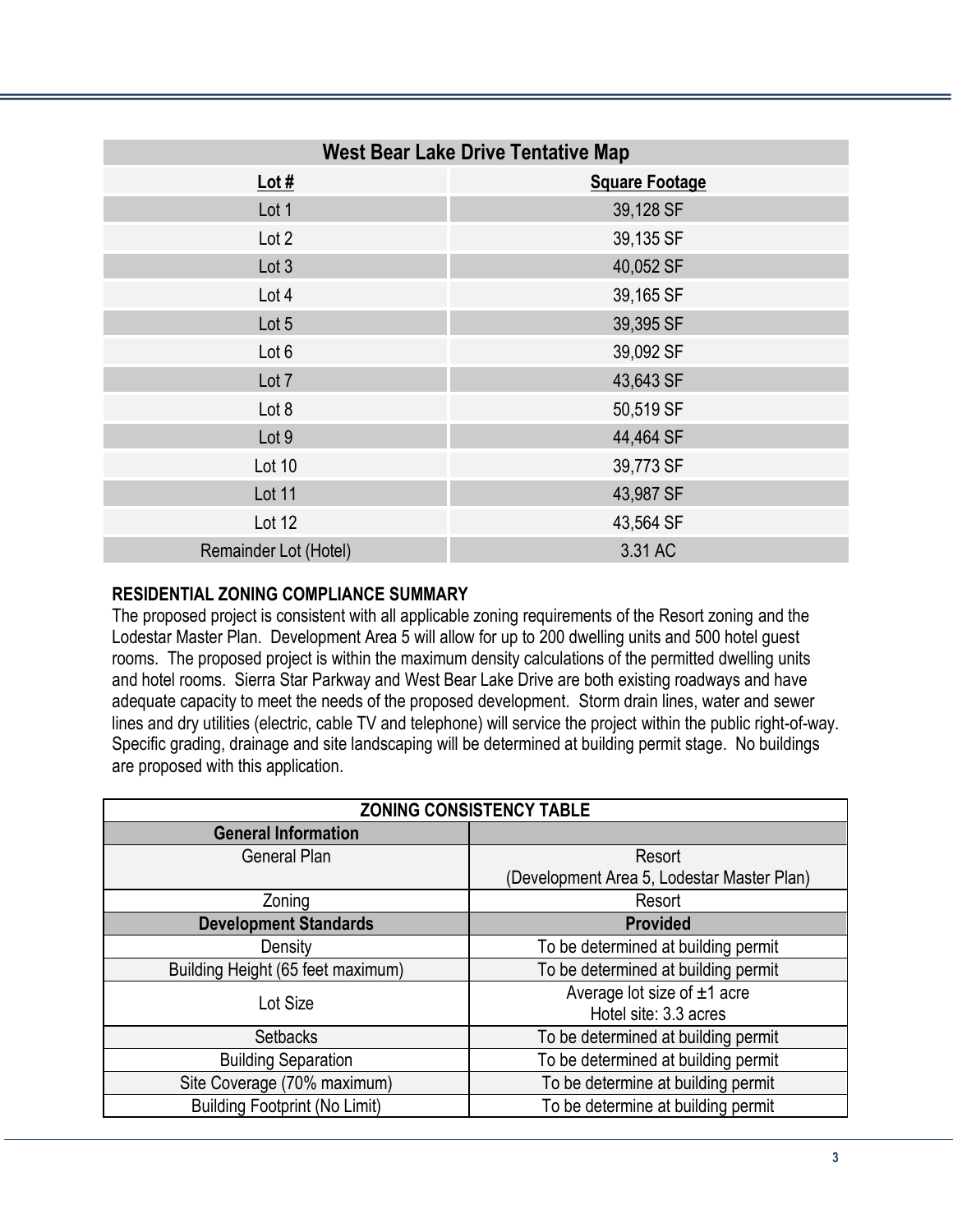| West Bear Lake Drive Tentative Map | |
|---|---|
| **Lot #** | **Square Footage** |
| Lot 1 | 39,128 SF |
| Lot 2 | 39,135 SF |
| Lot 3 | 40,052 SF |
| Lot 4 | 39,165 SF |
| Lot 5 | 39,395 SF |
| Lot 6 | 39,092 SF |
| Lot 7 | 43,643 SF |
| Lot 8 | 50,519 SF |
| Lot 9 | 44,464 SF |
| Lot 10 | 39,773 SF |
| Lot 11 | 43,987 SF |
| Lot 12 | 43,564 SF |
| Remainder Lot (Hotel) | 3.31 AC |

**RESIDENTIAL ZONING COMPLIANCE SUMMARY**

The proposed project is consistent with all applicable zoning requirements of the Resort zoning and the Lodestar Master Plan. Development Area 5 will allow for up to 200 dwelling units and 500 hotel guest rooms. The proposed project is within the maximum density calculations of the permitted dwelling units and hotel rooms. Sierra Star Parkway and West Bear Lake Drive are both existing roadways and have adequate capacity to meet the needs of the proposed development. Storm drain lines, water and sewer lines and dry utilities (electric, cable TV and telephone) will service the project within the public right-of-way. Specific grading, drainage and site landscaping will be determined at building permit stage. No buildings are proposed with this application.

| ZONING CONSISTENCY TABLE | |
|---|---|
| **General Information** | |
| General Plan | Resort (Development Area 5, Lodestar Master Plan) |
| Zoning | Resort |
| **Development Standards** | **Provided** |
| Density | To be determined at building permit |
| Building Height (65 feet maximum) | To be determined at building permit |
| Lot Size | Average lot size of ±1 acre<br>Hotel site: 3.3 acres |
| Setbacks | To be determined at building permit |
| Building Separation | To be determined at building permit |
| Site Coverage (70% maximum) | To be determine at building permit |
| Building Footprint (No Limit) | To be determine at building permit |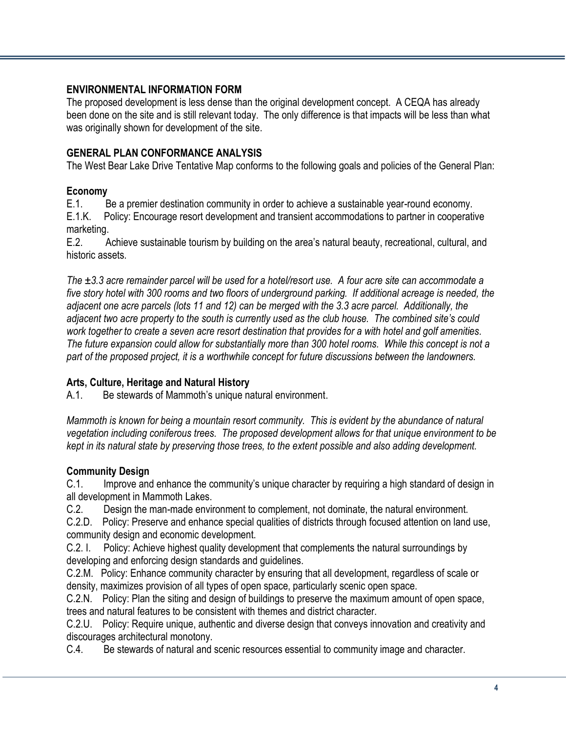## ENVIRONMENTAL INFORMATION FORM

The proposed development is less dense than the original development concept. A CEQA has already been done on the site and is still relevant today. The only difference is that impacts will be less than what was originally shown for development of the site.

## GENERAL PLAN CONFORMANCE ANALYSIS

The West Bear Lake Drive Tentative Map conforms to the following goals and policies of the General Plan:

### Economy

E.1. Be a premier destination community in order to achieve a sustainable year-round economy.
E.1.K. Policy: Encourage resort development and transient accommodations to partner in cooperative marketing.
E.2. Achieve sustainable tourism by building on the area's natural beauty, recreational, cultural, and historic assets.

*The ±3.3 acre remainder parcel will be used for a hotel/resort use. A four acre site can accommodate a five story hotel with 300 rooms and two floors of underground parking. If additional acreage is needed, the adjacent one acre parcels (lots 11 and 12) can be merged with the 3.3 acre parcel. Additionally, the adjacent two acre property to the south is currently used as the club house. The combined site's could work together to create a seven acre resort destination that provides for a with hotel and golf amenities. The future expansion could allow for substantially more than 300 hotel rooms. While this concept is not a part of the proposed project, it is a worthwhile concept for future discussions between the landowners.*

### Arts, Culture, Heritage and Natural History

A.1. Be stewards of Mammoth's unique natural environment.

*Mammoth is known for being a mountain resort community. This is evident by the abundance of natural vegetation including coniferous trees. The proposed development allows for that unique environment to be kept in its natural state by preserving those trees, to the extent possible and also adding development.*

### Community Design

C.1. Improve and enhance the community's unique character by requiring a high standard of design in all development in Mammoth Lakes.
C.2. Design the man-made environment to complement, not dominate, the natural environment.
C.2.D. Policy: Preserve and enhance special qualities of districts through focused attention on land use, community design and economic development.
C.2. I. Policy: Achieve highest quality development that complements the natural surroundings by developing and enforcing design standards and guidelines.
C.2.M. Policy: Enhance community character by ensuring that all development, regardless of scale or density, maximizes provision of all types of open space, particularly scenic open space.
C.2.N. Policy: Plan the siting and design of buildings to preserve the maximum amount of open space, trees and natural features to be consistent with themes and district character.
C.2.U. Policy: Require unique, authentic and diverse design that conveys innovation and creativity and discourages architectural monotony.
C.4. Be stewards of natural and scenic resources essential to community image and character.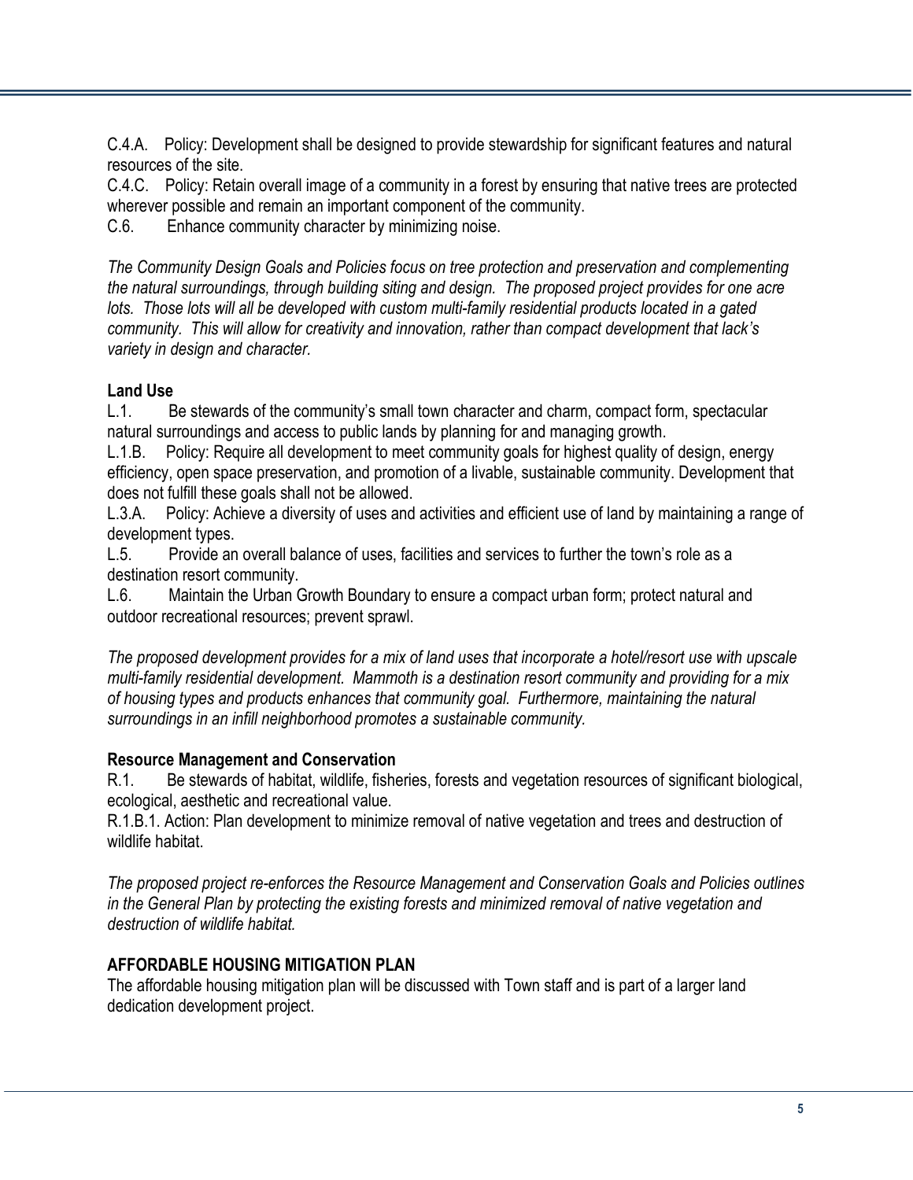C.4.A. Policy: Development shall be designed to provide stewardship for significant features and natural resources of the site.
C.4.C. Policy: Retain overall image of a community in a forest by ensuring that native trees are protected wherever possible and remain an important component of the community.
C.6. Enhance community character by minimizing noise.

*The Community Design Goals and Policies focus on tree protection and preservation and complementing the natural surroundings, through building siting and design. The proposed project provides for one acre lots. Those lots will all be developed with custom multi-family residential products located in a gated community. This will allow for creativity and innovation, rather than compact development that lack's variety in design and character.*

**Land Use**

L.1. Be stewards of the community's small town character and charm, compact form, spectacular natural surroundings and access to public lands by planning for and managing growth.
L.1.B. Policy: Require all development to meet community goals for highest quality of design, energy efficiency, open space preservation, and promotion of a livable, sustainable community. Development that does not fulfill these goals shall not be allowed.
L.3.A. Policy: Achieve a diversity of uses and activities and efficient use of land by maintaining a range of development types.
L.5. Provide an overall balance of uses, facilities and services to further the town's role as a destination resort community.
L.6. Maintain the Urban Growth Boundary to ensure a compact urban form; protect natural and outdoor recreational resources; prevent sprawl.

*The proposed development provides for a mix of land uses that incorporate a hotel/resort use with upscale multi-family residential development. Mammoth is a destination resort community and providing for a mix of housing types and products enhances that community goal. Furthermore, maintaining the natural surroundings in an infill neighborhood promotes a sustainable community.*

**Resource Management and Conservation**

R.1. Be stewards of habitat, wildlife, fisheries, forests and vegetation resources of significant biological, ecological, aesthetic and recreational value.
R.1.B.1. Action: Plan development to minimize removal of native vegetation and trees and destruction of wildlife habitat.

*The proposed project re-enforces the Resource Management and Conservation Goals and Policies outlines in the General Plan by protecting the existing forests and minimized removal of native vegetation and destruction of wildlife habitat.*

## AFFORDABLE HOUSING MITIGATION PLAN

The affordable housing mitigation plan will be discussed with Town staff and is part of a larger land dedication development project.